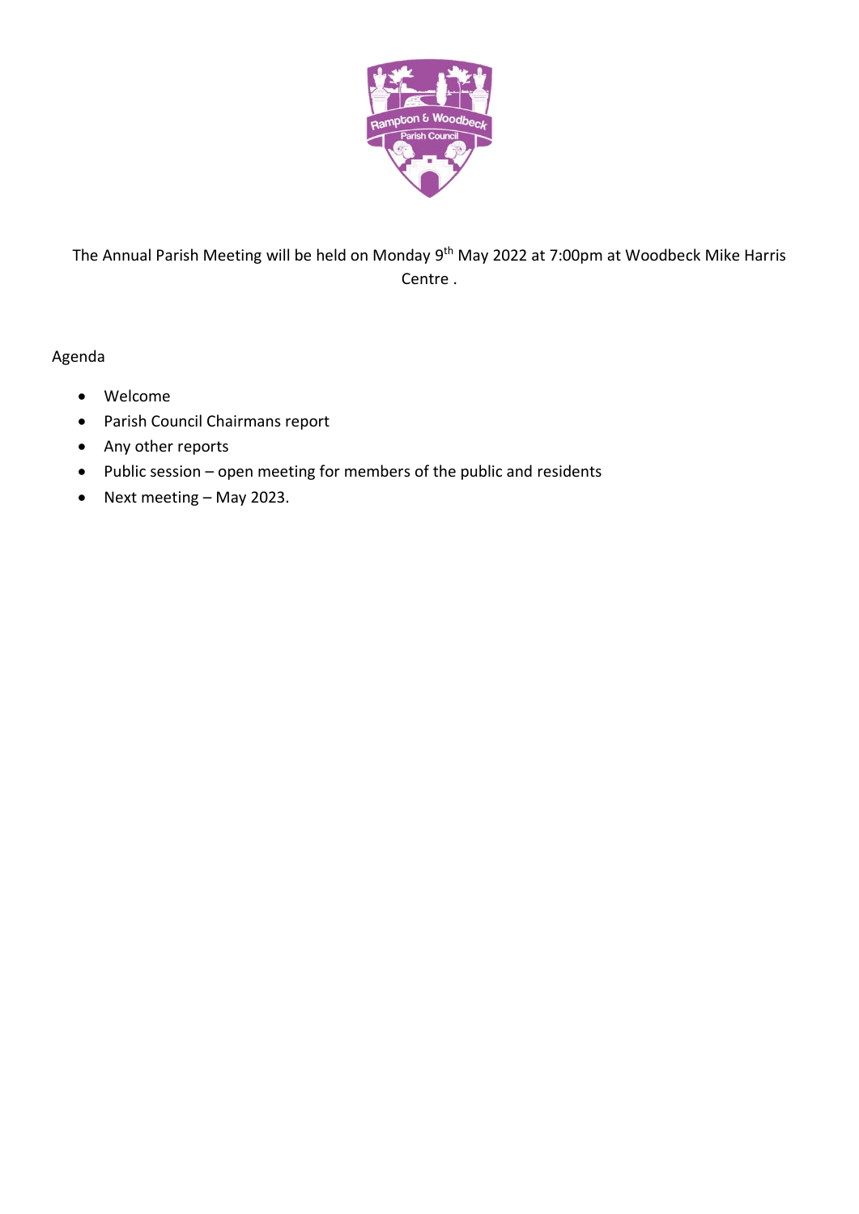The Annual Parish Meeting will be held on Monday 9th May 2022 at 7:00pm at Woodbeck Mike Harris Centre .

Agenda

- Welcome
- Parish Council Chairmans report
- Any other reports
- Public session – open meeting for members of the public and residents
- Next meeting – May 2023.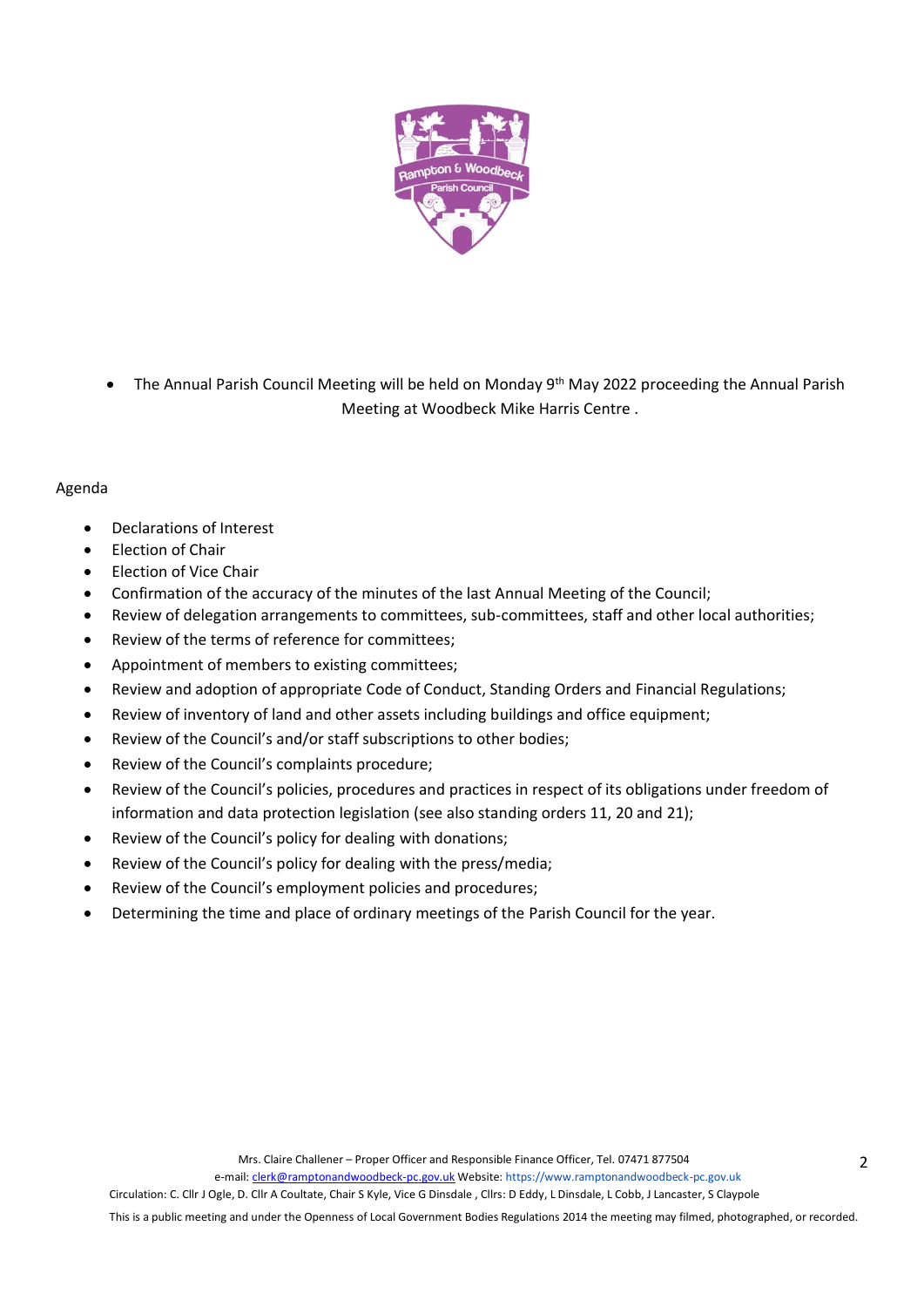- The Annual Parish Council Meeting will be held on Monday 9th May 2022 proceeding the Annual Parish Meeting at Woodbeck Mike Harris Centre .

Agenda

- Declarations of Interest
- Election of Chair
- Election of Vice Chair
- Confirmation of the accuracy of the minutes of the last Annual Meeting of the Council;
- Review of delegation arrangements to committees, sub-committees, staff and other local authorities;
- Review of the terms of reference for committees;
- Appointment of members to existing committees;
- Review and adoption of appropriate Code of Conduct, Standing Orders and Financial Regulations;
- Review of inventory of land and other assets including buildings and office equipment;
- Review of the Council's and/or staff subscriptions to other bodies;
- Review of the Council's complaints procedure;
- Review of the Council's policies, procedures and practices in respect of its obligations under freedom of information and data protection legislation (see also standing orders 11, 20 and 21);
- Review of the Council's policy for dealing with donations;
- Review of the Council's policy for dealing with the press/media;
- Review of the Council's employment policies and procedures;
- Determining the time and place of ordinary meetings of the Parish Council for the year.

Mrs. Claire Challener – Proper Officer and Responsible Finance Officer, Tel. 07471 877504
e-mail: clerk@ramptonandwoodbeck-pc.gov.uk Website: https://www.ramptonandwoodbeck-pc.gov.uk
Circulation: C. Cllr J Ogle, D. Cllr A Coultate, Chair S Kyle, Vice G Dinsdale , Cllrs: D Eddy, L Dinsdale, L Cobb, J Lancaster, S Claypole
This is a public meeting and under the Openness of Local Government Bodies Regulations 2014 the meeting may filmed, photographed, or recorded.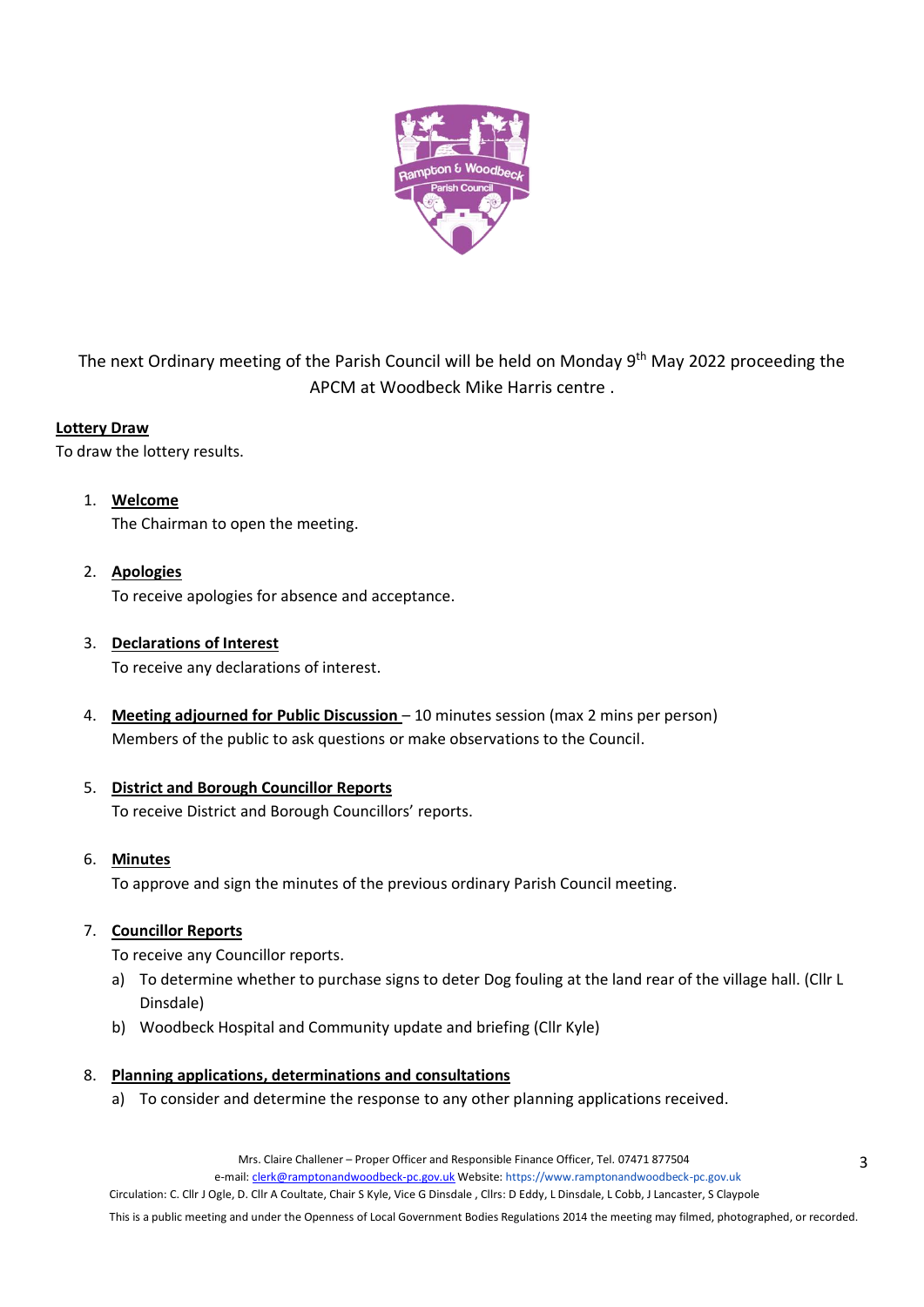The next Ordinary meeting of the Parish Council will be held on Monday 9th May 2022 proceeding the APCM at Woodbeck Mike Harris centre .

**Lottery Draw**

To draw the lottery results.

1. **Welcome**
   The Chairman to open the meeting.

2. **Apologies**
   To receive apologies for absence and acceptance.

3. **Declarations of Interest**
   To receive any declarations of interest.

4. **Meeting adjourned for Public Discussion** – 10 minutes session (max 2 mins per person)
   Members of the public to ask questions or make observations to the Council.

5. **District and Borough Councillor Reports**
   To receive District and Borough Councillors' reports.

6. **Minutes**
   To approve and sign the minutes of the previous ordinary Parish Council meeting.

7. **Councillor Reports**
   To receive any Councillor reports.
   a) To determine whether to purchase signs to deter Dog fouling at the land rear of the village hall. (Cllr L Dinsdale)
   b) Woodbeck Hospital and Community update and briefing (Cllr Kyle)

8. **Planning applications, determinations and consultations**
   a) To consider and determine the response to any other planning applications received.

Mrs. Claire Challener – Proper Officer and Responsible Finance Officer, Tel. 07471 877504
e-mail: clerk@ramptonandwoodbeck-pc.gov.uk Website: https://www.ramptonandwoodbeck-pc.gov.uk
Circulation: C. Cllr J Ogle, D. Cllr A Coultate, Chair S Kyle, Vice G Dinsdale , Cllrs: D Eddy, L Dinsdale, L Cobb, J Lancaster, S Claypole
This is a public meeting and under the Openness of Local Government Bodies Regulations 2014 the meeting may filmed, photographed, or recorded.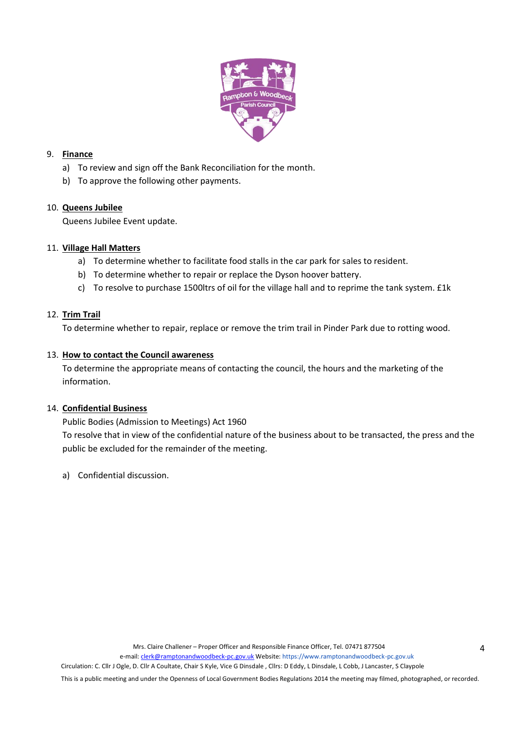9. **Finance**
   a) To review and sign off the Bank Reconciliation for the month.
   b) To approve the following other payments.

10. **Queens Jubilee**

    Queens Jubilee Event update.

11. **Village Hall Matters**
    a) To determine whether to facilitate food stalls in the car park for sales to resident.
    b) To determine whether to repair or replace the Dyson hoover battery.
    c) To resolve to purchase 1500ltrs of oil for the village hall and to reprime the tank system. £1k

12. **Trim Trail**

    To determine whether to repair, replace or remove the trim trail in Pinder Park due to rotting wood.

13. **How to contact the Council awareness**

    To determine the appropriate means of contacting the council, the hours and the marketing of the information.

14. **Confidential Business**

    Public Bodies (Admission to Meetings) Act 1960

    To resolve that in view of the confidential nature of the business about to be transacted, the press and the public be excluded for the remainder of the meeting.

    a) Confidential discussion.

Mrs. Claire Challener – Proper Officer and Responsible Finance Officer, Tel. 07471 877504
e-mail: clerk@ramptonandwoodbeck-pc.gov.uk Website: https://www.ramptonandwoodbeck-pc.gov.uk
Circulation: C. Cllr J Ogle, D. Cllr A Coultate, Chair S Kyle, Vice G Dinsdale , Cllrs: D Eddy, L Dinsdale, L Cobb, J Lancaster, S Claypole

This is a public meeting and under the Openness of Local Government Bodies Regulations 2014 the meeting may filmed, photographed, or recorded.